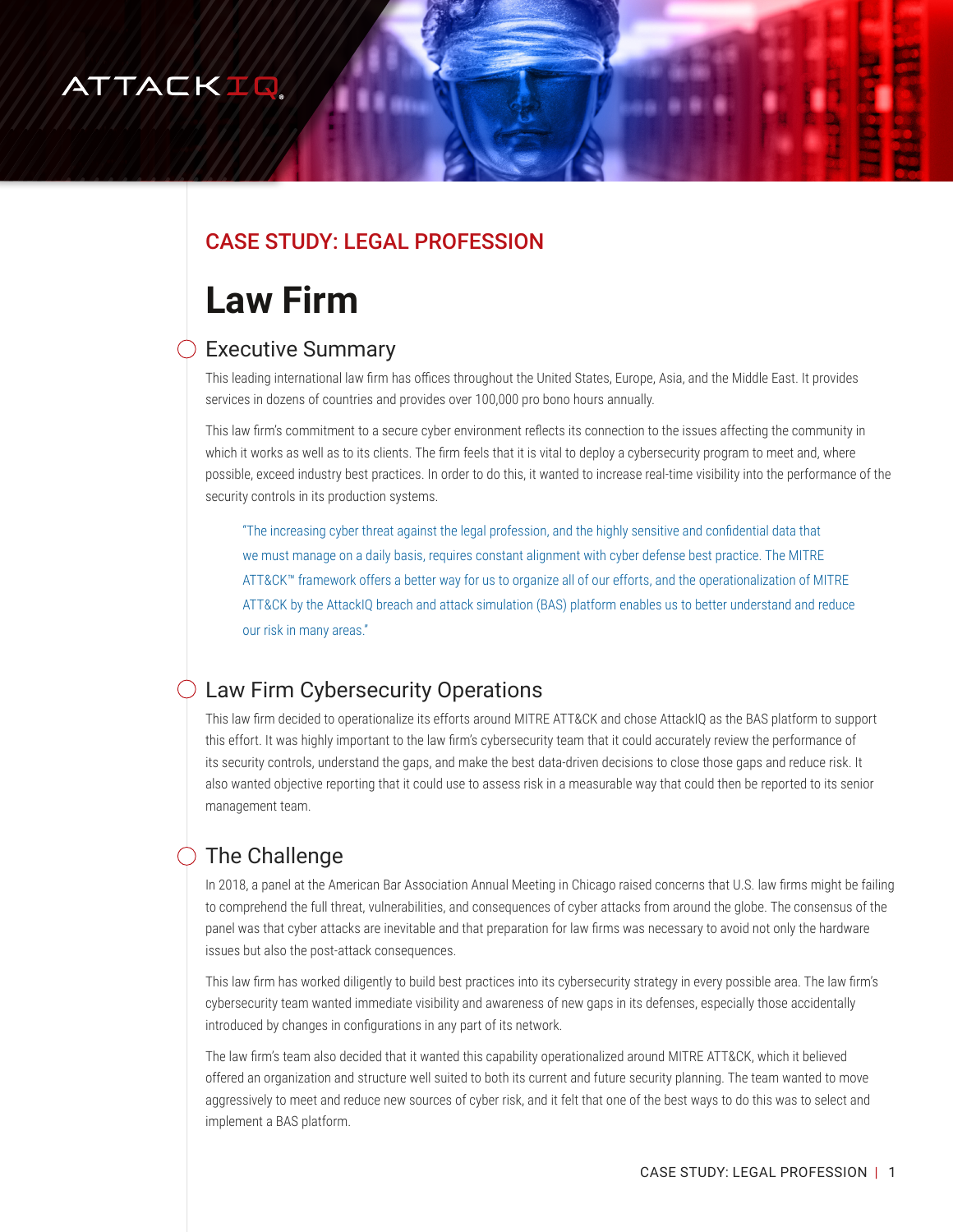CASE STUDY: LEGAL PROFESSION

# Law Firm

## Executive Summary

This leading international law firm has offices throughout the United States, Europe, Asia, and the Middle East. It provides services in dozens of countries and provides over 100,000 pro bono hours annually.

This law firm's commitment to a secure cyber environment reflects its connection to the issues affecting the community in which it works as well as to its clients. The firm feels that it is vital to deploy a cybersecurity program to meet and, where possible, exceed industry best practices. In order to do this, it wanted to increase real-time visibility into the performance of the security controls in its production systems.

> "The increasing cyber threat against the legal profession, and the highly sensitive and confidential data that we must manage on a daily basis, requires constant alignment with cyber defense best practice. The MITRE ATT&CK™ framework offers a better way for us to organize all of our efforts, and the operationalization of MITRE ATT&CK by the AttackIQ breach and attack simulation (BAS) platform enables us to better understand and reduce our risk in many areas."

## Law Firm Cybersecurity Operations

This law firm decided to operationalize its efforts around MITRE ATT&CK and chose AttackIQ as the BAS platform to support this effort. It was highly important to the law firm's cybersecurity team that it could accurately review the performance of its security controls, understand the gaps, and make the best data-driven decisions to close those gaps and reduce risk. It also wanted objective reporting that it could use to assess risk in a measurable way that could then be reported to its senior management team.

## The Challenge

In 2018, a panel at the American Bar Association Annual Meeting in Chicago raised concerns that U.S. law firms might be failing to comprehend the full threat, vulnerabilities, and consequences of cyber attacks from around the globe. The consensus of the panel was that cyber attacks are inevitable and that preparation for law firms was necessary to avoid not only the hardware issues but also the post-attack consequences.

This law firm has worked diligently to build best practices into its cybersecurity strategy in every possible area. The law firm's cybersecurity team wanted immediate visibility and awareness of new gaps in its defenses, especially those accidentally introduced by changes in configurations in any part of its network.

The law firm's team also decided that it wanted this capability operationalized around MITRE ATT&CK, which it believed offered an organization and structure well suited to both its current and future security planning. The team wanted to move aggressively to meet and reduce new sources of cyber risk, and it felt that one of the best ways to do this was to select and implement a BAS platform.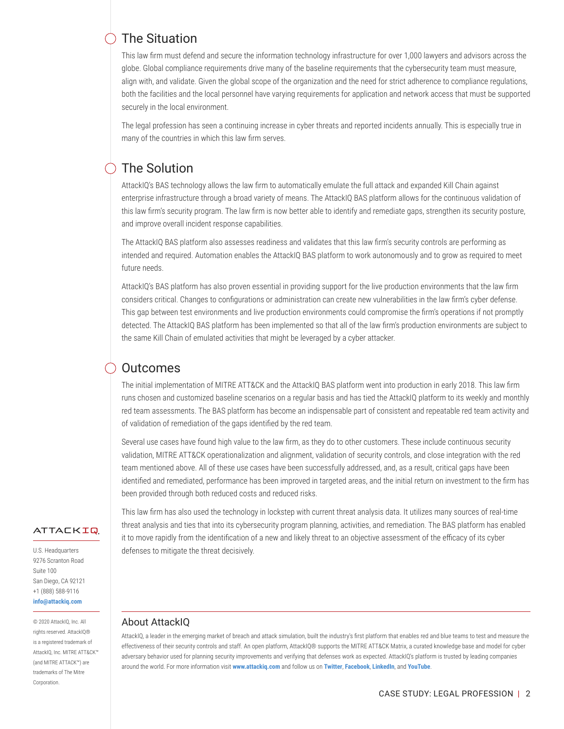## The Situation

This law firm must defend and secure the information technology infrastructure for over 1,000 lawyers and advisors across the globe. Global compliance requirements drive many of the baseline requirements that the cybersecurity team must measure, align with, and validate. Given the global scope of the organization and the need for strict adherence to compliance regulations, both the facilities and the local personnel have varying requirements for application and network access that must be supported securely in the local environment.

The legal profession has seen a continuing increase in cyber threats and reported incidents annually. This is especially true in many of the countries in which this law firm serves.

## The Solution

AttackIQ's BAS technology allows the law firm to automatically emulate the full attack and expanded Kill Chain against enterprise infrastructure through a broad variety of means. The AttackIQ BAS platform allows for the continuous validation of this law firm's security program. The law firm is now better able to identify and remediate gaps, strengthen its security posture, and improve overall incident response capabilities.

The AttackIQ BAS platform also assesses readiness and validates that this law firm's security controls are performing as intended and required. Automation enables the AttackIQ BAS platform to work autonomously and to grow as required to meet future needs.

AttackIQ's BAS platform has also proven essential in providing support for the live production environments that the law firm considers critical. Changes to configurations or administration can create new vulnerabilities in the law firm's cyber defense. This gap between test environments and live production environments could compromise the firm's operations if not promptly detected. The AttackIQ BAS platform has been implemented so that all of the law firm's production environments are subject to the same Kill Chain of emulated activities that might be leveraged by a cyber attacker.

## Outcomes

The initial implementation of MITRE ATT&CK and the AttackIQ BAS platform went into production in early 2018. This law firm runs chosen and customized baseline scenarios on a regular basis and has tied the AttackIQ platform to its weekly and monthly red team assessments. The BAS platform has become an indispensable part of consistent and repeatable red team activity and of validation of remediation of the gaps identified by the red team.

Several use cases have found high value to the law firm, as they do to other customers. These include continuous security validation, MITRE ATT&CK operationalization and alignment, validation of security controls, and close integration with the red team mentioned above. All of these use cases have been successfully addressed, and, as a result, critical gaps have been identified and remediated, performance has been improved in targeted areas, and the initial return on investment to the firm has been provided through both reduced costs and reduced risks.

This law firm has also used the technology in lockstep with current threat analysis data. It utilizes many sources of real-time threat analysis and ties that into its cybersecurity program planning, activities, and remediation. The BAS platform has enabled it to move rapidly from the identification of a new and likely threat to an objective assessment of the efficacy of its cyber defenses to mitigate the threat decisively.

ATTACKIQ

U.S. Headquarters
9276 Scranton Road
Suite 100
San Diego, CA 92121
+1 (888) 588-9116
**info@attackiq.com**

© 2020 AttackIQ, Inc. All rights reserved. AttackIQ® is a registered trademark of AttackIQ, Inc. MITRE ATT&CK™ (and MITRE ATTACK™) are trademarks of The Mitre Corporation.

## About AttackIQ

AttackIQ, a leader in the emerging market of breach and attack simulation, built the industry's first platform that enables red and blue teams to test and measure the effectiveness of their security controls and staff. An open platform, AttackIQ® supports the MITRE ATT&CK Matrix, a curated knowledge base and model for cyber adversary behavior used for planning security improvements and verifying that defenses work as expected. AttackIQ's platform is trusted by leading companies around the world. For more information visit **www.attackiq.com** and follow us on **Twitter**, **Facebook**, **LinkedIn**, and **YouTube**.